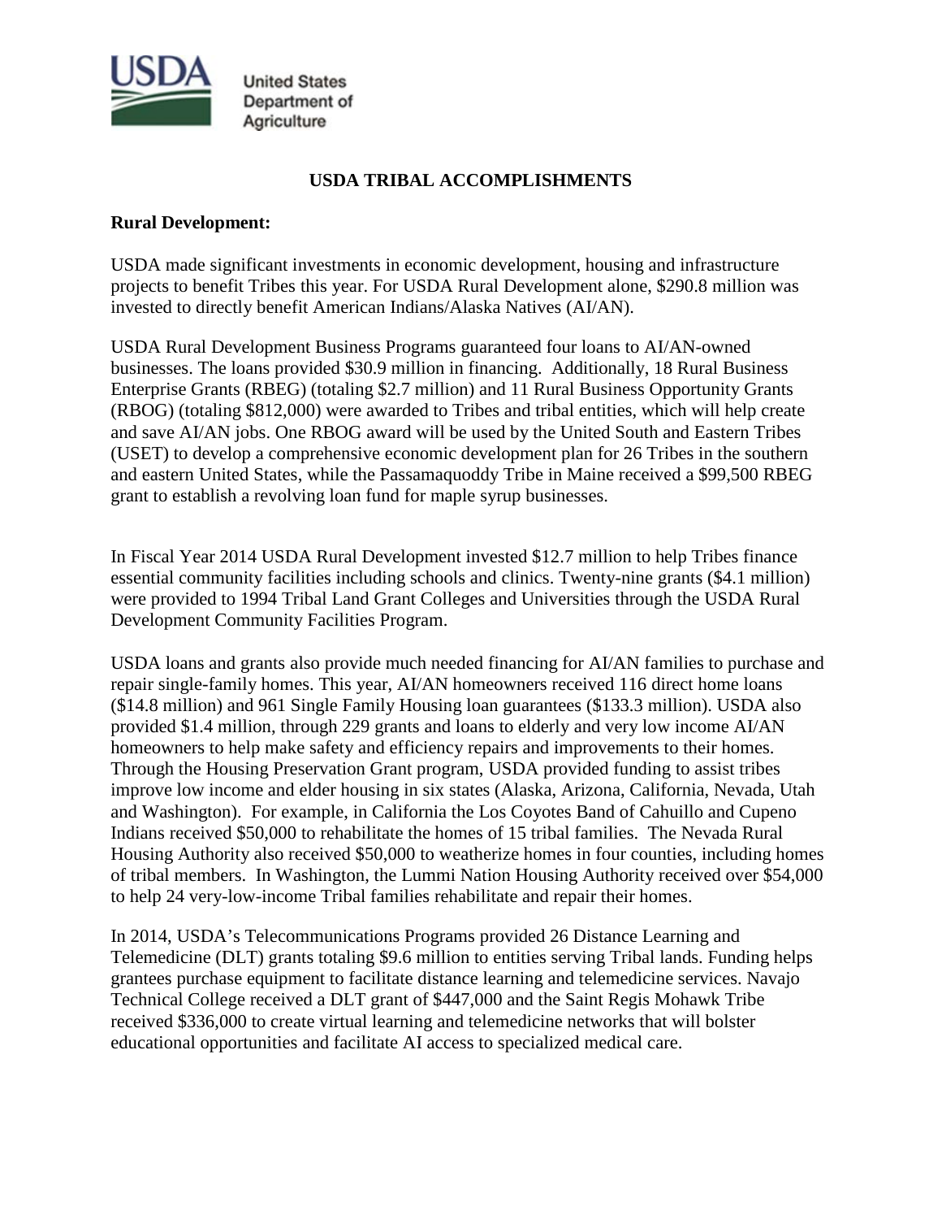**United States Department of Agriculture**

# USDA TRIBAL ACCOMPLISHMENTS

**Rural Development:**

USDA made significant investments in economic development, housing and infrastructure projects to benefit Tribes this year. For USDA Rural Development alone, $290.8 million was invested to directly benefit American Indians/Alaska Natives (AI/AN).

USDA Rural Development Business Programs guaranteed four loans to AI/AN-owned businesses. The loans provided $30.9 million in financing. Additionally, 18 Rural Business Enterprise Grants (RBEG) (totaling $2.7 million) and 11 Rural Business Opportunity Grants (RBOG) (totaling $812,000) were awarded to Tribes and tribal entities, which will help create and save AI/AN jobs. One RBOG award will be used by the United South and Eastern Tribes (USET) to develop a comprehensive economic development plan for 26 Tribes in the southern and eastern United States, while the Passamaquoddy Tribe in Maine received a $99,500 RBEG grant to establish a revolving loan fund for maple syrup businesses.

In Fiscal Year 2014 USDA Rural Development invested $12.7 million to help Tribes finance essential community facilities including schools and clinics. Twenty-nine grants ($4.1 million) were provided to 1994 Tribal Land Grant Colleges and Universities through the USDA Rural Development Community Facilities Program.

USDA loans and grants also provide much needed financing for AI/AN families to purchase and repair single-family homes. This year, AI/AN homeowners received 116 direct home loans ($14.8 million) and 961 Single Family Housing loan guarantees ($133.3 million). USDA also provided $1.4 million, through 229 grants and loans to elderly and very low income AI/AN homeowners to help make safety and efficiency repairs and improvements to their homes. Through the Housing Preservation Grant program, USDA provided funding to assist tribes improve low income and elder housing in six states (Alaska, Arizona, California, Nevada, Utah and Washington). For example, in California the Los Coyotes Band of Cahuillo and Cupeno Indians received $50,000 to rehabilitate the homes of 15 tribal families. The Nevada Rural Housing Authority also received $50,000 to weatherize homes in four counties, including homes of tribal members. In Washington, the Lummi Nation Housing Authority received over $54,000 to help 24 very-low-income Tribal families rehabilitate and repair their homes.

In 2014, USDA's Telecommunications Programs provided 26 Distance Learning and Telemedicine (DLT) grants totaling $9.6 million to entities serving Tribal lands. Funding helps grantees purchase equipment to facilitate distance learning and telemedicine services. Navajo Technical College received a DLT grant of $447,000 and the Saint Regis Mohawk Tribe received $336,000 to create virtual learning and telemedicine networks that will bolster educational opportunities and facilitate AI access to specialized medical care.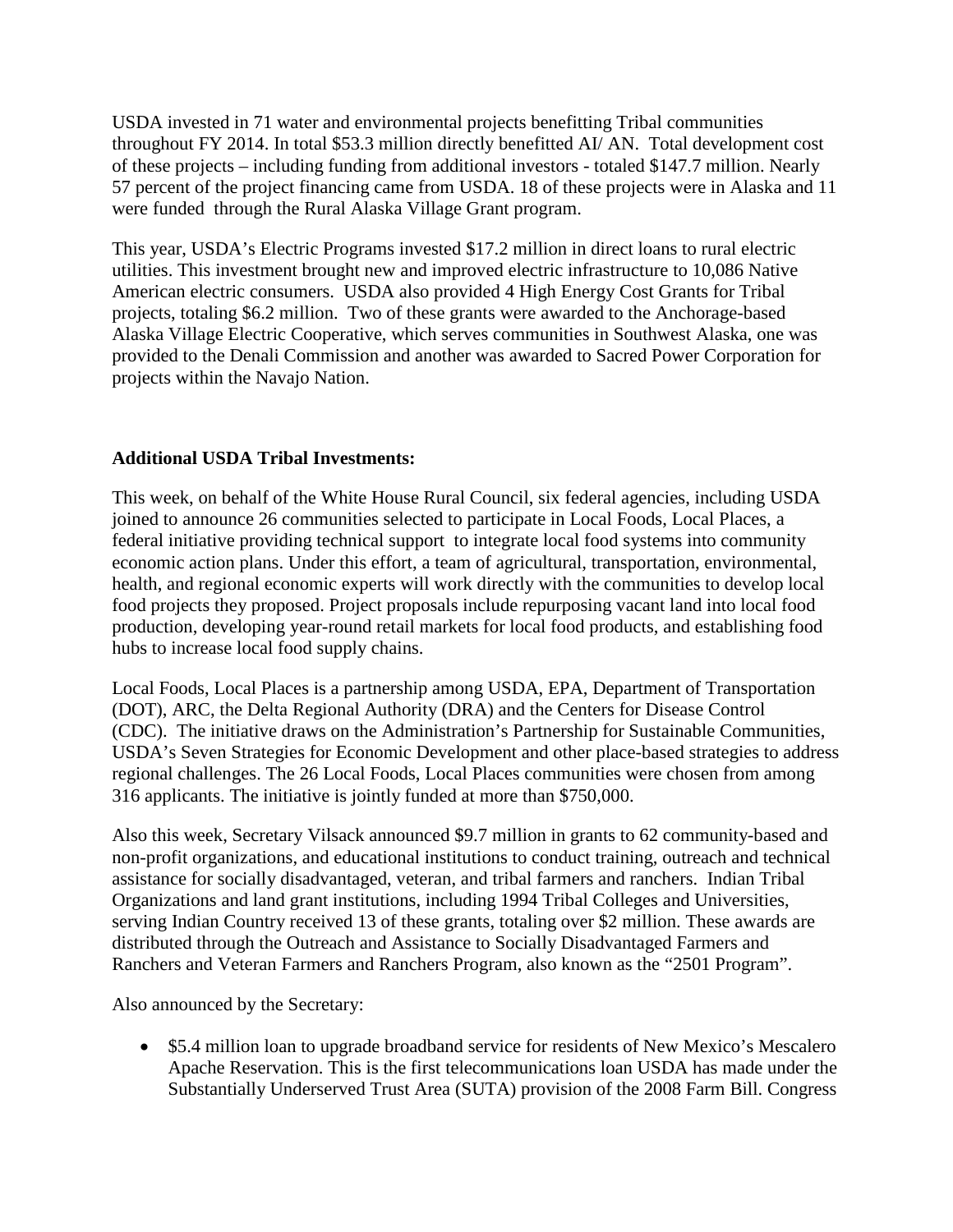USDA invested in 71 water and environmental projects benefitting Tribal communities throughout FY 2014. In total $53.3 million directly benefitted AI/ AN. Total development cost of these projects – including funding from additional investors - totaled $147.7 million. Nearly 57 percent of the project financing came from USDA. 18 of these projects were in Alaska and 11 were funded through the Rural Alaska Village Grant program.

This year, USDA's Electric Programs invested $17.2 million in direct loans to rural electric utilities. This investment brought new and improved electric infrastructure to 10,086 Native American electric consumers. USDA also provided 4 High Energy Cost Grants for Tribal projects, totaling $6.2 million. Two of these grants were awarded to the Anchorage-based Alaska Village Electric Cooperative, which serves communities in Southwest Alaska, one was provided to the Denali Commission and another was awarded to Sacred Power Corporation for projects within the Navajo Nation.

**Additional USDA Tribal Investments:**

This week, on behalf of the White House Rural Council, six federal agencies, including USDA joined to announce 26 communities selected to participate in Local Foods, Local Places, a federal initiative providing technical support to integrate local food systems into community economic action plans. Under this effort, a team of agricultural, transportation, environmental, health, and regional economic experts will work directly with the communities to develop local food projects they proposed. Project proposals include repurposing vacant land into local food production, developing year-round retail markets for local food products, and establishing food hubs to increase local food supply chains.

Local Foods, Local Places is a partnership among USDA, EPA, Department of Transportation (DOT), ARC, the Delta Regional Authority (DRA) and the Centers for Disease Control (CDC). The initiative draws on the Administration's Partnership for Sustainable Communities, USDA's Seven Strategies for Economic Development and other place-based strategies to address regional challenges. The 26 Local Foods, Local Places communities were chosen from among 316 applicants. The initiative is jointly funded at more than $750,000.

Also this week, Secretary Vilsack announced $9.7 million in grants to 62 community-based and non-profit organizations, and educational institutions to conduct training, outreach and technical assistance for socially disadvantaged, veteran, and tribal farmers and ranchers. Indian Tribal Organizations and land grant institutions, including 1994 Tribal Colleges and Universities, serving Indian Country received 13 of these grants, totaling over $2 million. These awards are distributed through the Outreach and Assistance to Socially Disadvantaged Farmers and Ranchers and Veteran Farmers and Ranchers Program, also known as the "2501 Program".

Also announced by the Secretary:

- $5.4 million loan to upgrade broadband service for residents of New Mexico's Mescalero Apache Reservation. This is the first telecommunications loan USDA has made under the Substantially Underserved Trust Area (SUTA) provision of the 2008 Farm Bill. Congress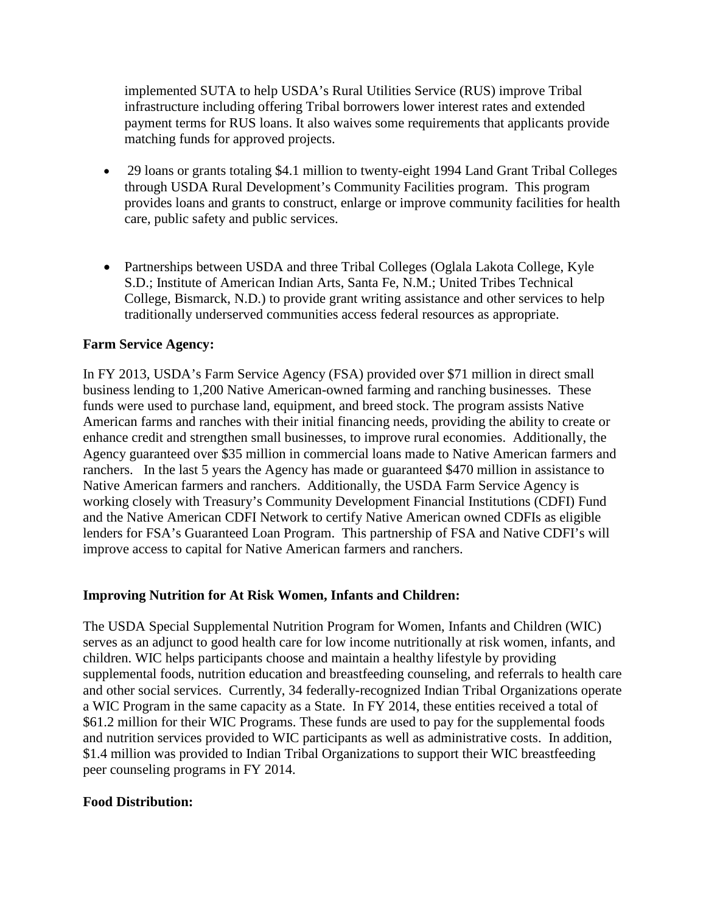implemented SUTA to help USDA's Rural Utilities Service (RUS) improve Tribal infrastructure including offering Tribal borrowers lower interest rates and extended payment terms for RUS loans. It also waives some requirements that applicants provide matching funds for approved projects.

- 29 loans or grants totaling $4.1 million to twenty-eight 1994 Land Grant Tribal Colleges through USDA Rural Development's Community Facilities program. This program provides loans and grants to construct, enlarge or improve community facilities for health care, public safety and public services.

- Partnerships between USDA and three Tribal Colleges (Oglala Lakota College, Kyle S.D.; Institute of American Indian Arts, Santa Fe, N.M.; United Tribes Technical College, Bismarck, N.D.) to provide grant writing assistance and other services to help traditionally underserved communities access federal resources as appropriate.

**Farm Service Agency:**

In FY 2013, USDA's Farm Service Agency (FSA) provided over $71 million in direct small business lending to 1,200 Native American-owned farming and ranching businesses. These funds were used to purchase land, equipment, and breed stock. The program assists Native American farms and ranches with their initial financing needs, providing the ability to create or enhance credit and strengthen small businesses, to improve rural economies. Additionally, the Agency guaranteed over $35 million in commercial loans made to Native American farmers and ranchers. In the last 5 years the Agency has made or guaranteed $470 million in assistance to Native American farmers and ranchers. Additionally, the USDA Farm Service Agency is working closely with Treasury's Community Development Financial Institutions (CDFI) Fund and the Native American CDFI Network to certify Native American owned CDFIs as eligible lenders for FSA's Guaranteed Loan Program. This partnership of FSA and Native CDFI's will improve access to capital for Native American farmers and ranchers.

**Improving Nutrition for At Risk Women, Infants and Children:**

The USDA Special Supplemental Nutrition Program for Women, Infants and Children (WIC) serves as an adjunct to good health care for low income nutritionally at risk women, infants, and children. WIC helps participants choose and maintain a healthy lifestyle by providing supplemental foods, nutrition education and breastfeeding counseling, and referrals to health care and other social services. Currently, 34 federally-recognized Indian Tribal Organizations operate a WIC Program in the same capacity as a State. In FY 2014, these entities received a total of $61.2 million for their WIC Programs. These funds are used to pay for the supplemental foods and nutrition services provided to WIC participants as well as administrative costs. In addition, $1.4 million was provided to Indian Tribal Organizations to support their WIC breastfeeding peer counseling programs in FY 2014.

**Food Distribution:**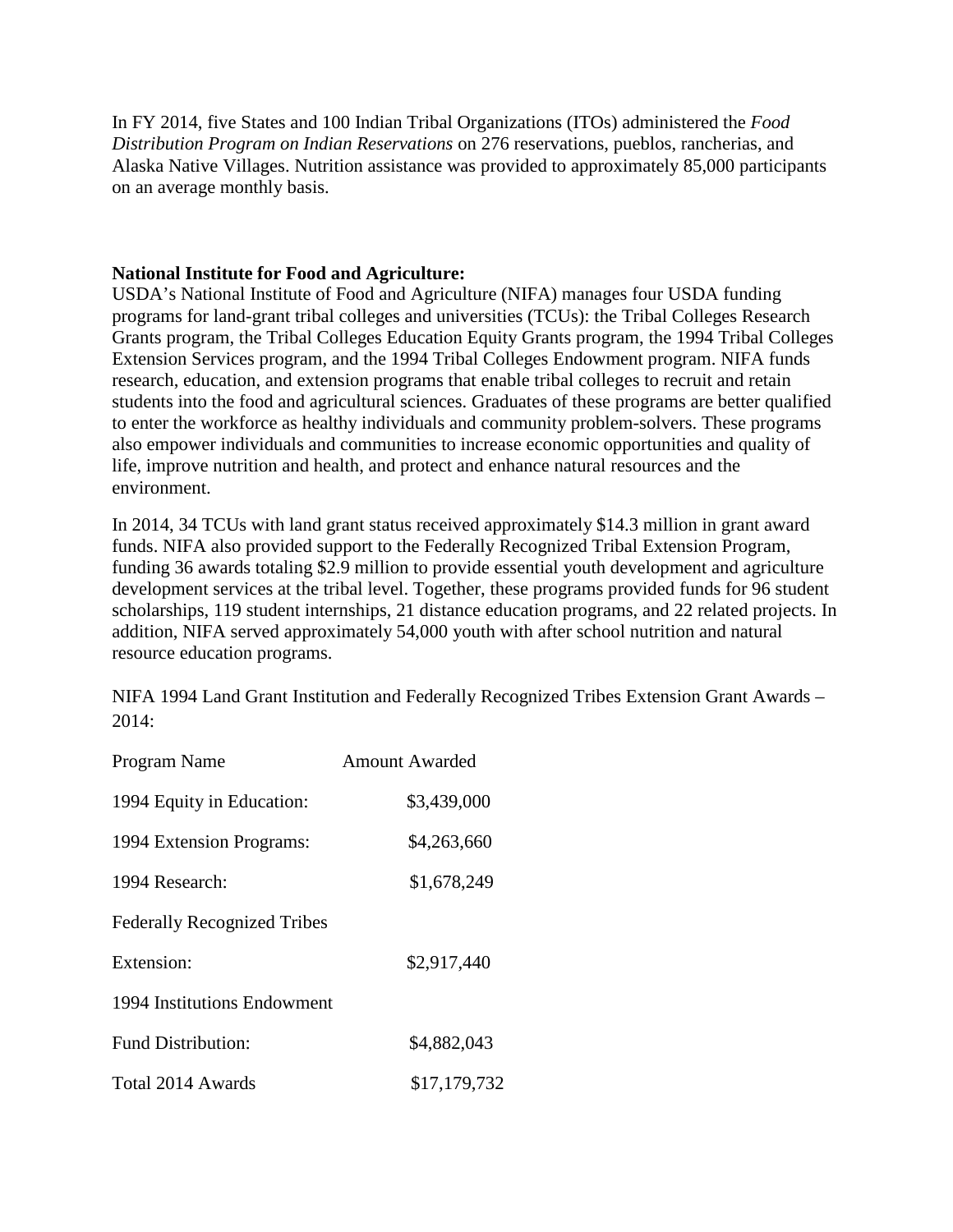In FY 2014, five States and 100 Indian Tribal Organizations (ITOs) administered the *Food Distribution Program on Indian Reservations* on 276 reservations, pueblos, rancherias, and Alaska Native Villages. Nutrition assistance was provided to approximately 85,000 participants on an average monthly basis.

**National Institute for Food and Agriculture:**

USDA's National Institute of Food and Agriculture (NIFA) manages four USDA funding programs for land-grant tribal colleges and universities (TCUs): the Tribal Colleges Research Grants program, the Tribal Colleges Education Equity Grants program, the 1994 Tribal Colleges Extension Services program, and the 1994 Tribal Colleges Endowment program. NIFA funds research, education, and extension programs that enable tribal colleges to recruit and retain students into the food and agricultural sciences. Graduates of these programs are better qualified to enter the workforce as healthy individuals and community problem-solvers. These programs also empower individuals and communities to increase economic opportunities and quality of life, improve nutrition and health, and protect and enhance natural resources and the environment.

In 2014, 34 TCUs with land grant status received approximately $14.3 million in grant award funds. NIFA also provided support to the Federally Recognized Tribal Extension Program, funding 36 awards totaling $2.9 million to provide essential youth development and agriculture development services at the tribal level. Together, these programs provided funds for 96 student scholarships, 119 student internships, 21 distance education programs, and 22 related projects. In addition, NIFA served approximately 54,000 youth with after school nutrition and natural resource education programs.

NIFA 1994 Land Grant Institution and Federally Recognized Tribes Extension Grant Awards – 2014:

| Program Name | Amount Awarded |
|---|---|
| 1994 Equity in Education: | $3,439,000 |
| 1994 Extension Programs: | $4,263,660 |
| 1994 Research: | $1,678,249 |
| Federally Recognized Tribes Extension: | $2,917,440 |
| 1994 Institutions Endowment Fund Distribution: | $4,882,043 |
| Total 2014 Awards | $17,179,732 |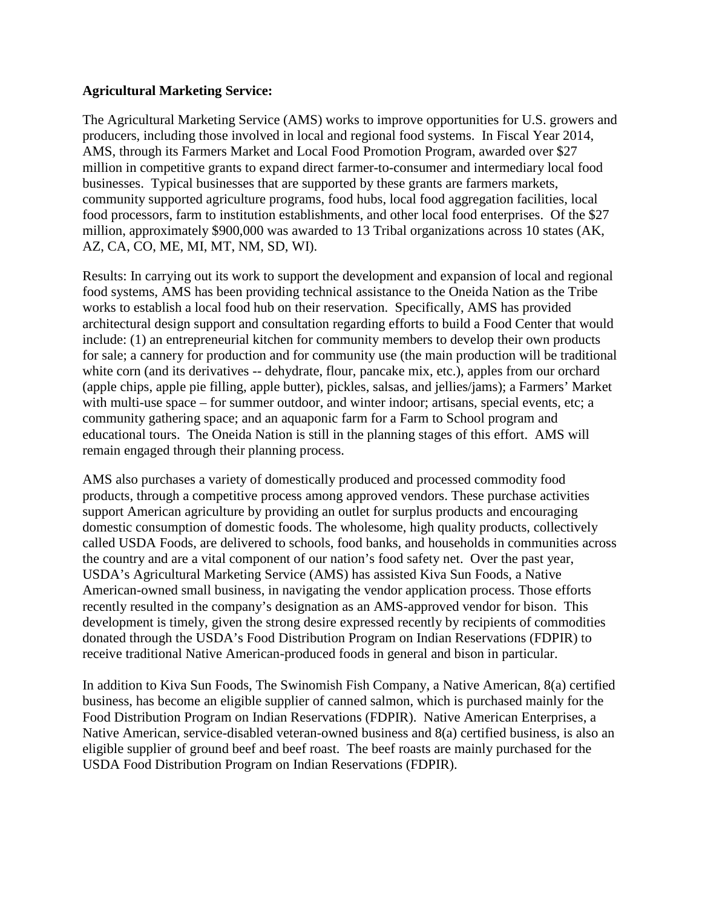**Agricultural Marketing Service:**

The Agricultural Marketing Service (AMS) works to improve opportunities for U.S. growers and producers, including those involved in local and regional food systems. In Fiscal Year 2014, AMS, through its Farmers Market and Local Food Promotion Program, awarded over $27 million in competitive grants to expand direct farmer-to-consumer and intermediary local food businesses. Typical businesses that are supported by these grants are farmers markets, community supported agriculture programs, food hubs, local food aggregation facilities, local food processors, farm to institution establishments, and other local food enterprises. Of the $27 million, approximately $900,000 was awarded to 13 Tribal organizations across 10 states (AK, AZ, CA, CO, ME, MI, MT, NM, SD, WI).

Results: In carrying out its work to support the development and expansion of local and regional food systems, AMS has been providing technical assistance to the Oneida Nation as the Tribe works to establish a local food hub on their reservation. Specifically, AMS has provided architectural design support and consultation regarding efforts to build a Food Center that would include: (1) an entrepreneurial kitchen for community members to develop their own products for sale; a cannery for production and for community use (the main production will be traditional white corn (and its derivatives -- dehydrate, flour, pancake mix, etc.), apples from our orchard (apple chips, apple pie filling, apple butter), pickles, salsas, and jellies/jams); a Farmers' Market with multi-use space – for summer outdoor, and winter indoor; artisans, special events, etc; a community gathering space; and an aquaponic farm for a Farm to School program and educational tours. The Oneida Nation is still in the planning stages of this effort. AMS will remain engaged through their planning process.

AMS also purchases a variety of domestically produced and processed commodity food products, through a competitive process among approved vendors. These purchase activities support American agriculture by providing an outlet for surplus products and encouraging domestic consumption of domestic foods. The wholesome, high quality products, collectively called USDA Foods, are delivered to schools, food banks, and households in communities across the country and are a vital component of our nation's food safety net. Over the past year, USDA's Agricultural Marketing Service (AMS) has assisted Kiva Sun Foods, a Native American-owned small business, in navigating the vendor application process. Those efforts recently resulted in the company's designation as an AMS-approved vendor for bison. This development is timely, given the strong desire expressed recently by recipients of commodities donated through the USDA's Food Distribution Program on Indian Reservations (FDPIR) to receive traditional Native American-produced foods in general and bison in particular.

In addition to Kiva Sun Foods, The Swinomish Fish Company, a Native American, 8(a) certified business, has become an eligible supplier of canned salmon, which is purchased mainly for the Food Distribution Program on Indian Reservations (FDPIR). Native American Enterprises, a Native American, service-disabled veteran-owned business and 8(a) certified business, is also an eligible supplier of ground beef and beef roast. The beef roasts are mainly purchased for the USDA Food Distribution Program on Indian Reservations (FDPIR).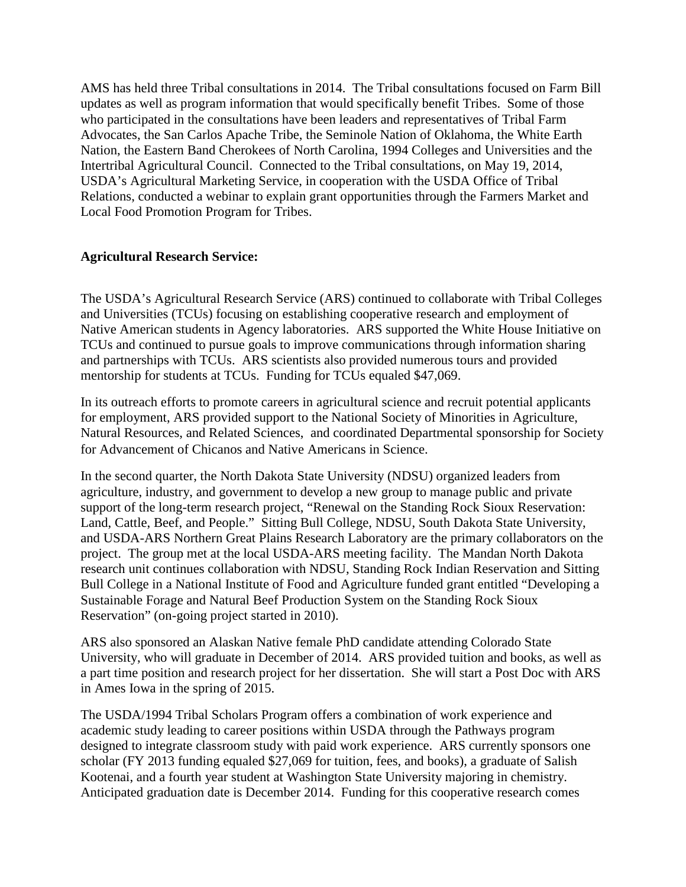AMS has held three Tribal consultations in 2014. The Tribal consultations focused on Farm Bill updates as well as program information that would specifically benefit Tribes. Some of those who participated in the consultations have been leaders and representatives of Tribal Farm Advocates, the San Carlos Apache Tribe, the Seminole Nation of Oklahoma, the White Earth Nation, the Eastern Band Cherokees of North Carolina, 1994 Colleges and Universities and the Intertribal Agricultural Council. Connected to the Tribal consultations, on May 19, 2014, USDA's Agricultural Marketing Service, in cooperation with the USDA Office of Tribal Relations, conducted a webinar to explain grant opportunities through the Farmers Market and Local Food Promotion Program for Tribes.

**Agricultural Research Service:**

The USDA's Agricultural Research Service (ARS) continued to collaborate with Tribal Colleges and Universities (TCUs) focusing on establishing cooperative research and employment of Native American students in Agency laboratories. ARS supported the White House Initiative on TCUs and continued to pursue goals to improve communications through information sharing and partnerships with TCUs. ARS scientists also provided numerous tours and provided mentorship for students at TCUs. Funding for TCUs equaled $47,069.

In its outreach efforts to promote careers in agricultural science and recruit potential applicants for employment, ARS provided support to the National Society of Minorities in Agriculture, Natural Resources, and Related Sciences, and coordinated Departmental sponsorship for Society for Advancement of Chicanos and Native Americans in Science.

In the second quarter, the North Dakota State University (NDSU) organized leaders from agriculture, industry, and government to develop a new group to manage public and private support of the long-term research project, "Renewal on the Standing Rock Sioux Reservation: Land, Cattle, Beef, and People." Sitting Bull College, NDSU, South Dakota State University, and USDA-ARS Northern Great Plains Research Laboratory are the primary collaborators on the project. The group met at the local USDA-ARS meeting facility. The Mandan North Dakota research unit continues collaboration with NDSU, Standing Rock Indian Reservation and Sitting Bull College in a National Institute of Food and Agriculture funded grant entitled "Developing a Sustainable Forage and Natural Beef Production System on the Standing Rock Sioux Reservation" (on-going project started in 2010).

ARS also sponsored an Alaskan Native female PhD candidate attending Colorado State University, who will graduate in December of 2014. ARS provided tuition and books, as well as a part time position and research project for her dissertation. She will start a Post Doc with ARS in Ames Iowa in the spring of 2015.

The USDA/1994 Tribal Scholars Program offers a combination of work experience and academic study leading to career positions within USDA through the Pathways program designed to integrate classroom study with paid work experience. ARS currently sponsors one scholar (FY 2013 funding equaled $27,069 for tuition, fees, and books), a graduate of Salish Kootenai, and a fourth year student at Washington State University majoring in chemistry. Anticipated graduation date is December 2014. Funding for this cooperative research comes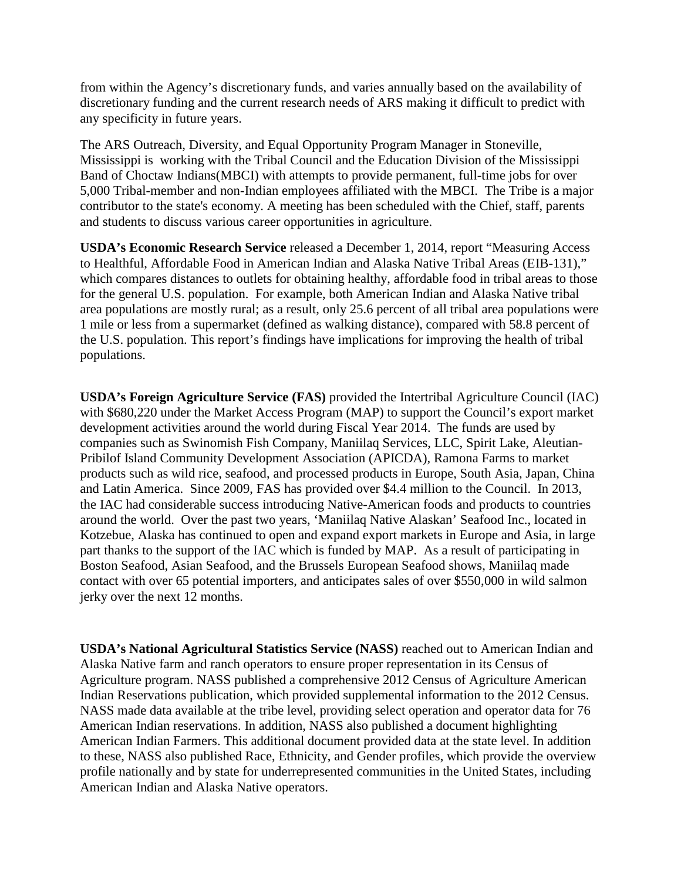from within the Agency's discretionary funds, and varies annually based on the availability of discretionary funding and the current research needs of ARS making it difficult to predict with any specificity in future years.

The ARS Outreach, Diversity, and Equal Opportunity Program Manager in Stoneville, Mississippi is working with the Tribal Council and the Education Division of the Mississippi Band of Choctaw Indians(MBCI) with attempts to provide permanent, full-time jobs for over 5,000 Tribal-member and non-Indian employees affiliated with the MBCI. The Tribe is a major contributor to the state's economy. A meeting has been scheduled with the Chief, staff, parents and students to discuss various career opportunities in agriculture.

**USDA's Economic Research Service** released a December 1, 2014, report "Measuring Access to Healthful, Affordable Food in American Indian and Alaska Native Tribal Areas (EIB-131)," which compares distances to outlets for obtaining healthy, affordable food in tribal areas to those for the general U.S. population. For example, both American Indian and Alaska Native tribal area populations are mostly rural; as a result, only 25.6 percent of all tribal area populations were 1 mile or less from a supermarket (defined as walking distance), compared with 58.8 percent of the U.S. population. This report's findings have implications for improving the health of tribal populations.

**USDA's Foreign Agriculture Service (FAS)** provided the Intertribal Agriculture Council (IAC) with $680,220 under the Market Access Program (MAP) to support the Council's export market development activities around the world during Fiscal Year 2014. The funds are used by companies such as Swinomish Fish Company, Maniilaq Services, LLC, Spirit Lake, Aleutian-Pribilof Island Community Development Association (APICDA), Ramona Farms to market products such as wild rice, seafood, and processed products in Europe, South Asia, Japan, China and Latin America. Since 2009, FAS has provided over $4.4 million to the Council. In 2013, the IAC had considerable success introducing Native-American foods and products to countries around the world. Over the past two years, 'Maniilaq Native Alaskan' Seafood Inc., located in Kotzebue, Alaska has continued to open and expand export markets in Europe and Asia, in large part thanks to the support of the IAC which is funded by MAP. As a result of participating in Boston Seafood, Asian Seafood, and the Brussels European Seafood shows, Maniilaq made contact with over 65 potential importers, and anticipates sales of over $550,000 in wild salmon jerky over the next 12 months.

**USDA's National Agricultural Statistics Service (NASS)** reached out to American Indian and Alaska Native farm and ranch operators to ensure proper representation in its Census of Agriculture program. NASS published a comprehensive 2012 Census of Agriculture American Indian Reservations publication, which provided supplemental information to the 2012 Census. NASS made data available at the tribe level, providing select operation and operator data for 76 American Indian reservations. In addition, NASS also published a document highlighting American Indian Farmers. This additional document provided data at the state level. In addition to these, NASS also published Race, Ethnicity, and Gender profiles, which provide the overview profile nationally and by state for underrepresented communities in the United States, including American Indian and Alaska Native operators.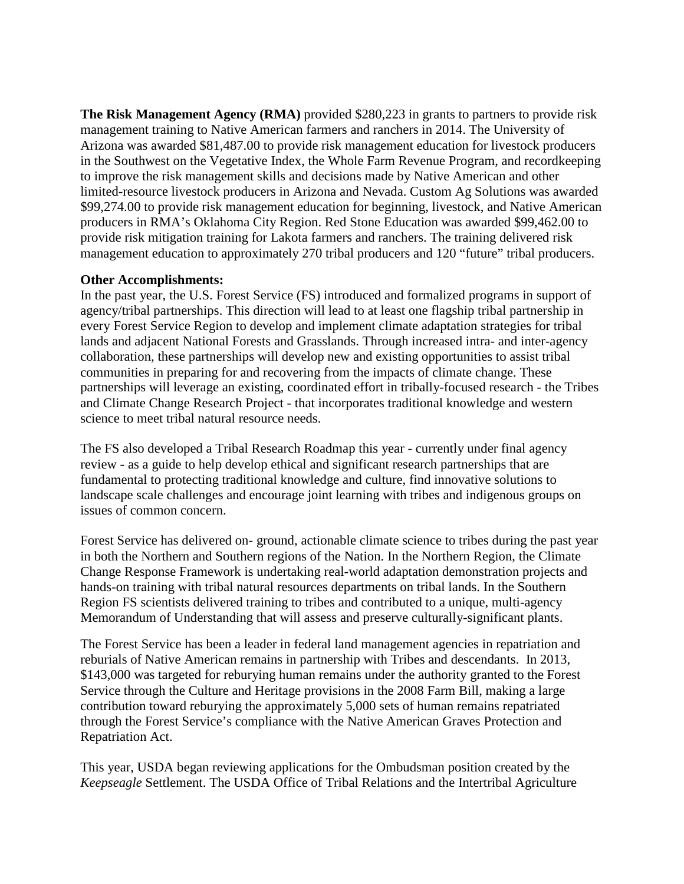**The Risk Management Agency (RMA)** provided $280,223 in grants to partners to provide risk management training to Native American farmers and ranchers in 2014. The University of Arizona was awarded $81,487.00 to provide risk management education for livestock producers in the Southwest on the Vegetative Index, the Whole Farm Revenue Program, and recordkeeping to improve the risk management skills and decisions made by Native American and other limited-resource livestock producers in Arizona and Nevada. Custom Ag Solutions was awarded $99,274.00 to provide risk management education for beginning, livestock, and Native American producers in RMA's Oklahoma City Region. Red Stone Education was awarded $99,462.00 to provide risk mitigation training for Lakota farmers and ranchers. The training delivered risk management education to approximately 270 tribal producers and 120 "future" tribal producers.

**Other Accomplishments:**

In the past year, the U.S. Forest Service (FS) introduced and formalized programs in support of agency/tribal partnerships. This direction will lead to at least one flagship tribal partnership in every Forest Service Region to develop and implement climate adaptation strategies for tribal lands and adjacent National Forests and Grasslands. Through increased intra- and inter-agency collaboration, these partnerships will develop new and existing opportunities to assist tribal communities in preparing for and recovering from the impacts of climate change. These partnerships will leverage an existing, coordinated effort in tribally-focused research - the Tribes and Climate Change Research Project - that incorporates traditional knowledge and western science to meet tribal natural resource needs.

The FS also developed a Tribal Research Roadmap this year - currently under final agency review - as a guide to help develop ethical and significant research partnerships that are fundamental to protecting traditional knowledge and culture, find innovative solutions to landscape scale challenges and encourage joint learning with tribes and indigenous groups on issues of common concern.

Forest Service has delivered on- ground, actionable climate science to tribes during the past year in both the Northern and Southern regions of the Nation. In the Northern Region, the Climate Change Response Framework is undertaking real-world adaptation demonstration projects and hands-on training with tribal natural resources departments on tribal lands. In the Southern Region FS scientists delivered training to tribes and contributed to a unique, multi-agency Memorandum of Understanding that will assess and preserve culturally-significant plants.

The Forest Service has been a leader in federal land management agencies in repatriation and reburials of Native American remains in partnership with Tribes and descendants. In 2013, $143,000 was targeted for reburying human remains under the authority granted to the Forest Service through the Culture and Heritage provisions in the 2008 Farm Bill, making a large contribution toward reburying the approximately 5,000 sets of human remains repatriated through the Forest Service's compliance with the Native American Graves Protection and Repatriation Act.

This year, USDA began reviewing applications for the Ombudsman position created by the *Keepseagle* Settlement. The USDA Office of Tribal Relations and the Intertribal Agriculture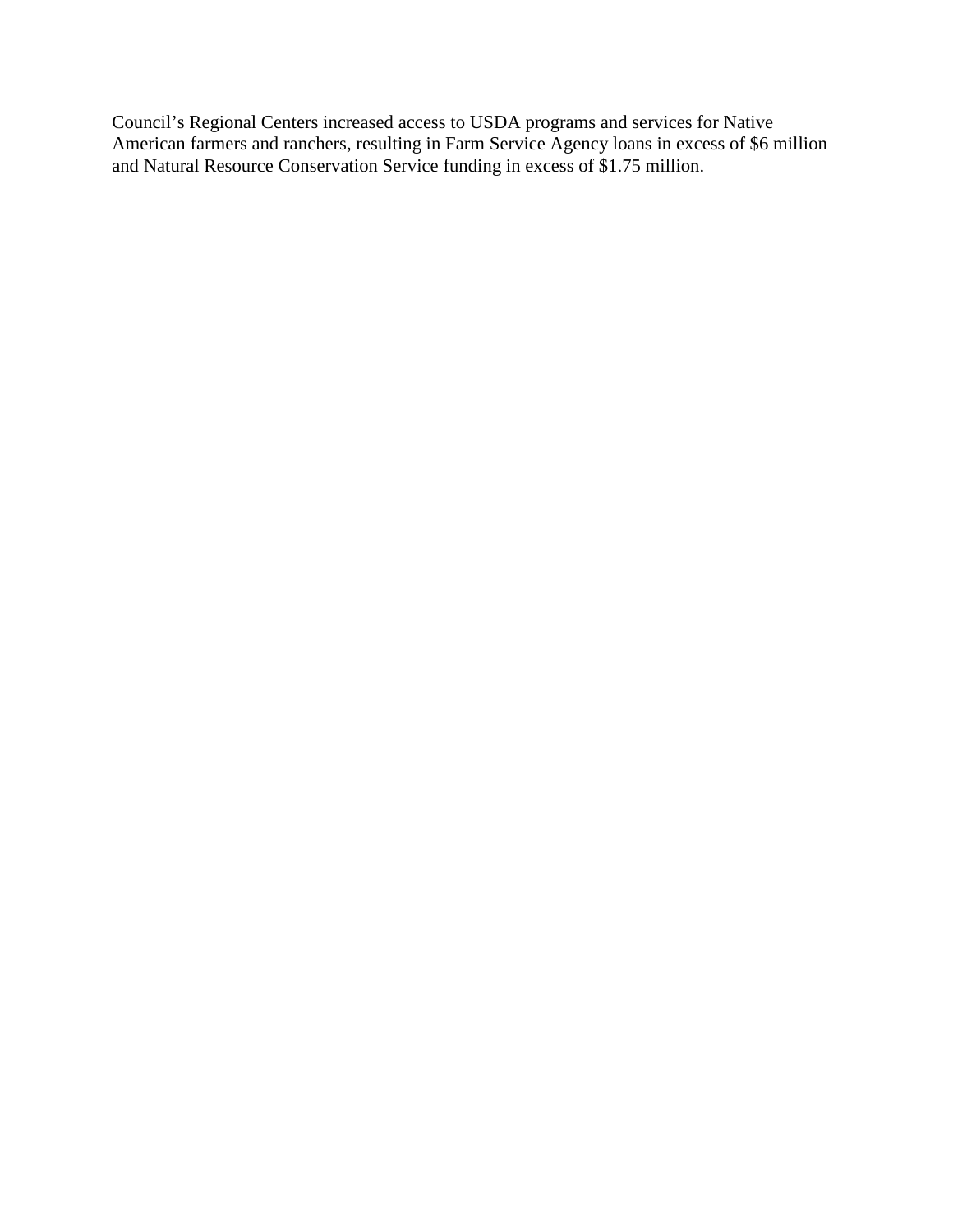Council's Regional Centers increased access to USDA programs and services for Native American farmers and ranchers, resulting in Farm Service Agency loans in excess of $6 million and Natural Resource Conservation Service funding in excess of $1.75 million.